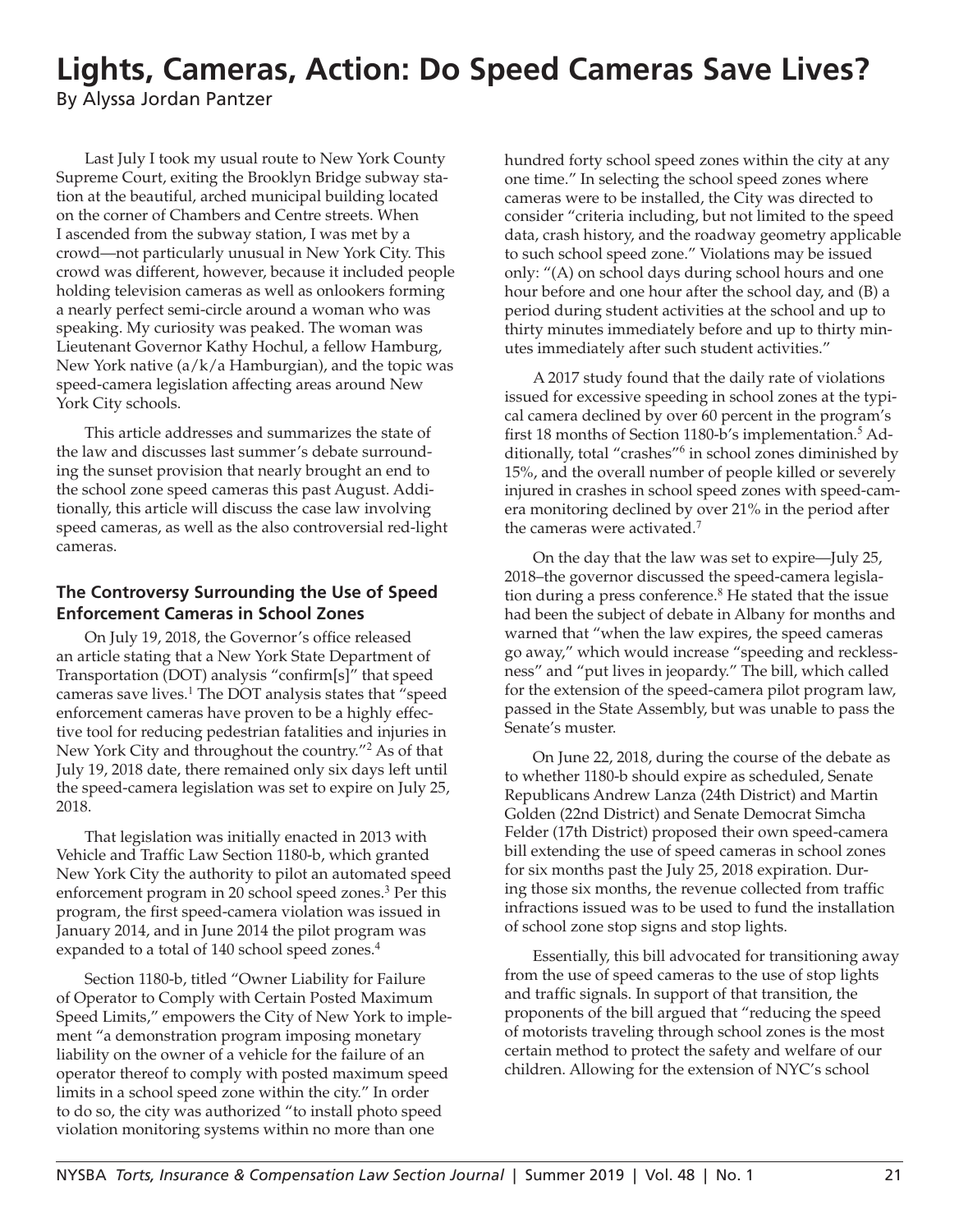# Lights, Cameras, Action: Do Speed Cameras Save Lives?

By Alyssa Jordan Pantzer

Last July I took my usual route to New York County Supreme Court, exiting the Brooklyn Bridge subway station at the beautiful, arched municipal building located on the corner of Chambers and Centre streets. When I ascended from the subway station, I was met by a crowd—not particularly unusual in New York City. This crowd was different, however, because it included people holding television cameras as well as onlookers forming a nearly perfect semi-circle around a woman who was speaking. My curiosity was peaked. The woman was Lieutenant Governor Kathy Hochul, a fellow Hamburg, New York native (a/k/a Hamburgian), and the topic was speed-camera legislation affecting areas around New York City schools.

This article addresses and summarizes the state of the law and discusses last summer's debate surrounding the sunset provision that nearly brought an end to the school zone speed cameras this past August. Additionally, this article will discuss the case law involving speed cameras, as well as the also controversial red-light cameras.

### The Controversy Surrounding the Use of Speed Enforcement Cameras in School Zones

On July 19, 2018, the Governor's office released an article stating that a New York State Department of Transportation (DOT) analysis "confirm[s]" that speed cameras save lives.[1] The DOT analysis states that "speed enforcement cameras have proven to be a highly effective tool for reducing pedestrian fatalities and injuries in New York City and throughout the country."[2] As of that July 19, 2018 date, there remained only six days left until the speed-camera legislation was set to expire on July 25, 2018.

That legislation was initially enacted in 2013 with Vehicle and Traffic Law Section 1180-b, which granted New York City the authority to pilot an automated speed enforcement program in 20 school speed zones.[3] Per this program, the first speed-camera violation was issued in January 2014, and in June 2014 the pilot program was expanded to a total of 140 school speed zones.[4]

Section 1180-b, titled "Owner Liability for Failure of Operator to Comply with Certain Posted Maximum Speed Limits," empowers the City of New York to implement "a demonstration program imposing monetary liability on the owner of a vehicle for the failure of an operator thereof to comply with posted maximum speed limits in a school speed zone within the city." In order to do so, the city was authorized "to install photo speed violation monitoring systems within no more than one hundred forty school speed zones within the city at any one time." In selecting the school speed zones where cameras were to be installed, the City was directed to consider "criteria including, but not limited to the speed data, crash history, and the roadway geometry applicable to such school speed zone." Violations may be issued only: "(A) on school days during school hours and one hour before and one hour after the school day, and (B) a period during student activities at the school and up to thirty minutes immediately before and up to thirty minutes immediately after such student activities."

A 2017 study found that the daily rate of violations issued for excessive speeding in school zones at the typical camera declined by over 60 percent in the program's first 18 months of Section 1180-b's implementation.[5] Additionally, total "crashes"[6] in school zones diminished by 15%, and the overall number of people killed or severely injured in crashes in school speed zones with speed-camera monitoring declined by over 21% in the period after the cameras were activated.[7]

On the day that the law was set to expire—July 25, 2018–the governor discussed the speed-camera legislation during a press conference.[8] He stated that the issue had been the subject of debate in Albany for months and warned that "when the law expires, the speed cameras go away," which would increase "speeding and recklessness" and "put lives in jeopardy." The bill, which called for the extension of the speed-camera pilot program law, passed in the State Assembly, but was unable to pass the Senate's muster.

On June 22, 2018, during the course of the debate as to whether 1180-b should expire as scheduled, Senate Republicans Andrew Lanza (24th District) and Martin Golden (22nd District) and Senate Democrat Simcha Felder (17th District) proposed their own speed-camera bill extending the use of speed cameras in school zones for six months past the July 25, 2018 expiration. During those six months, the revenue collected from traffic infractions issued was to be used to fund the installation of school zone stop signs and stop lights.

Essentially, this bill advocated for transitioning away from the use of speed cameras to the use of stop lights and traffic signals. In support of that transition, the proponents of the bill argued that "reducing the speed of motorists traveling through school zones is the most certain method to protect the safety and welfare of our children. Allowing for the extension of NYC's school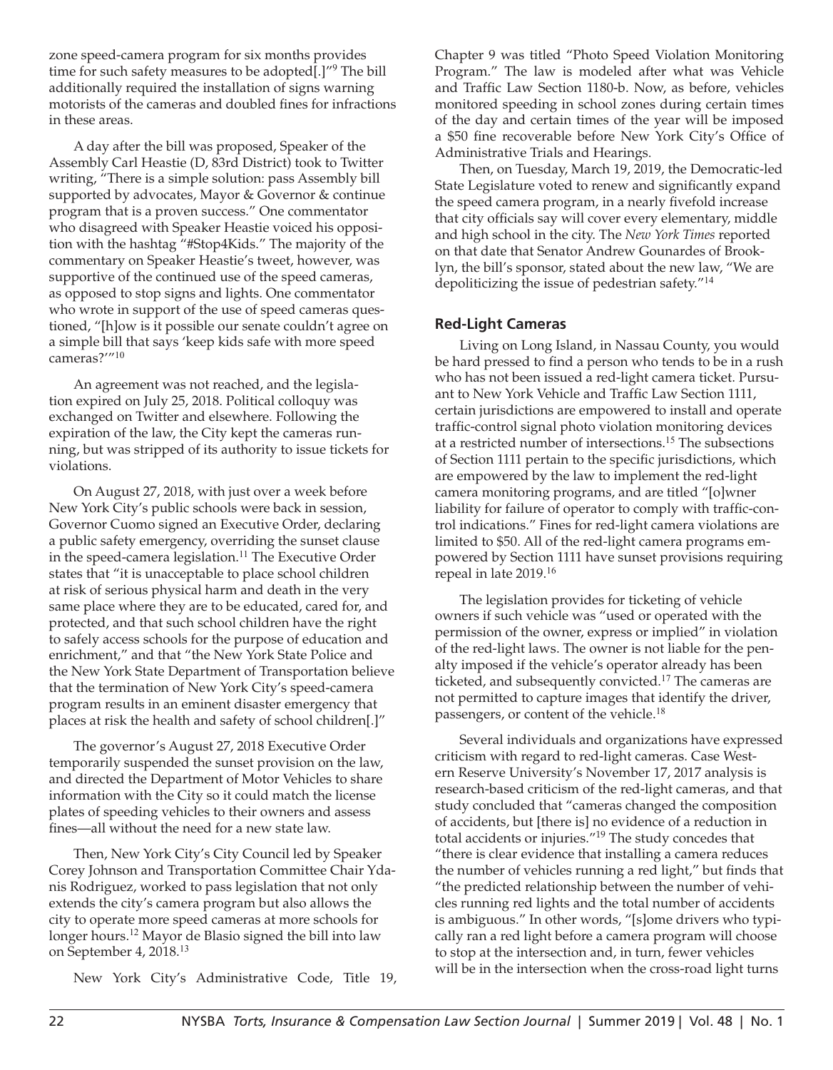zone speed-camera program for six months provides time for such safety measures to be adopted[.]"[9] The bill additionally required the installation of signs warning motorists of the cameras and doubled fines for infractions in these areas.

A day after the bill was proposed, Speaker of the Assembly Carl Heastie (D, 83rd District) took to Twitter writing, "There is a simple solution: pass Assembly bill supported by advocates, Mayor & Governor & continue program that is a proven success." One commentator who disagreed with Speaker Heastie voiced his opposition with the hashtag "#Stop4Kids." The majority of the commentary on Speaker Heastie's tweet, however, was supportive of the continued use of the speed cameras, as opposed to stop signs and lights. One commentator who wrote in support of the use of speed cameras questioned, "[h]ow is it possible our senate couldn't agree on a simple bill that says 'keep kids safe with more speed cameras?'"[10]

An agreement was not reached, and the legislation expired on July 25, 2018. Political colloquy was exchanged on Twitter and elsewhere. Following the expiration of the law, the City kept the cameras running, but was stripped of its authority to issue tickets for violations.

On August 27, 2018, with just over a week before New York City's public schools were back in session, Governor Cuomo signed an Executive Order, declaring a public safety emergency, overriding the sunset clause in the speed-camera legislation.[11] The Executive Order states that "it is unacceptable to place school children at risk of serious physical harm and death in the very same place where they are to be educated, cared for, and protected, and that such school children have the right to safely access schools for the purpose of education and enrichment," and that "the New York State Police and the New York State Department of Transportation believe that the termination of New York City's speed-camera program results in an eminent disaster emergency that places at risk the health and safety of school children[.]"

The governor's August 27, 2018 Executive Order temporarily suspended the sunset provision on the law, and directed the Department of Motor Vehicles to share information with the City so it could match the license plates of speeding vehicles to their owners and assess fines—all without the need for a new state law.

Then, New York City's City Council led by Speaker Corey Johnson and Transportation Committee Chair Ydanis Rodriguez, worked to pass legislation that not only extends the city's camera program but also allows the city to operate more speed cameras at more schools for longer hours.[12] Mayor de Blasio signed the bill into law on September 4, 2018.[13]

New York City's Administrative Code, Title 19, Chapter 9 was titled "Photo Speed Violation Monitoring Program." The law is modeled after what was Vehicle and Traffic Law Section 1180-b. Now, as before, vehicles monitored speeding in school zones during certain times of the day and certain times of the year will be imposed a $50 fine recoverable before New York City's Office of Administrative Trials and Hearings.

Then, on Tuesday, March 19, 2019, the Democratic-led State Legislature voted to renew and significantly expand the speed camera program, in a nearly fivefold increase that city officials say will cover every elementary, middle and high school in the city. The *New York Times* reported on that date that Senator Andrew Gounardes of Brooklyn, the bill's sponsor, stated about the new law, "We are depoliticizing the issue of pedestrian safety."[14]

## Red-Light Cameras

Living on Long Island, in Nassau County, you would be hard pressed to find a person who tends to be in a rush who has not been issued a red-light camera ticket. Pursuant to New York Vehicle and Traffic Law Section 1111, certain jurisdictions are empowered to install and operate traffic-control signal photo violation monitoring devices at a restricted number of intersections.[15] The subsections of Section 1111 pertain to the specific jurisdictions, which are empowered by the law to implement the red-light camera monitoring programs, and are titled "[o]wner liability for failure of operator to comply with traffic-control indications." Fines for red-light camera violations are limited to $50. All of the red-light camera programs empowered by Section 1111 have sunset provisions requiring repeal in late 2019.[16]

The legislation provides for ticketing of vehicle owners if such vehicle was "used or operated with the permission of the owner, express or implied" in violation of the red-light laws. The owner is not liable for the penalty imposed if the vehicle's operator already has been ticketed, and subsequently convicted.[17] The cameras are not permitted to capture images that identify the driver, passengers, or content of the vehicle.[18]

Several individuals and organizations have expressed criticism with regard to red-light cameras. Case Western Reserve University's November 17, 2017 analysis is research-based criticism of the red-light cameras, and that study concluded that "cameras changed the composition of accidents, but [there is] no evidence of a reduction in total accidents or injuries."[19] The study concedes that "there is clear evidence that installing a camera reduces the number of vehicles running a red light," but finds that "the predicted relationship between the number of vehicles running red lights and the total number of accidents is ambiguous." In other words, "[s]ome drivers who typically ran a red light before a camera program will choose to stop at the intersection and, in turn, fewer vehicles will be in the intersection when the cross-road light turns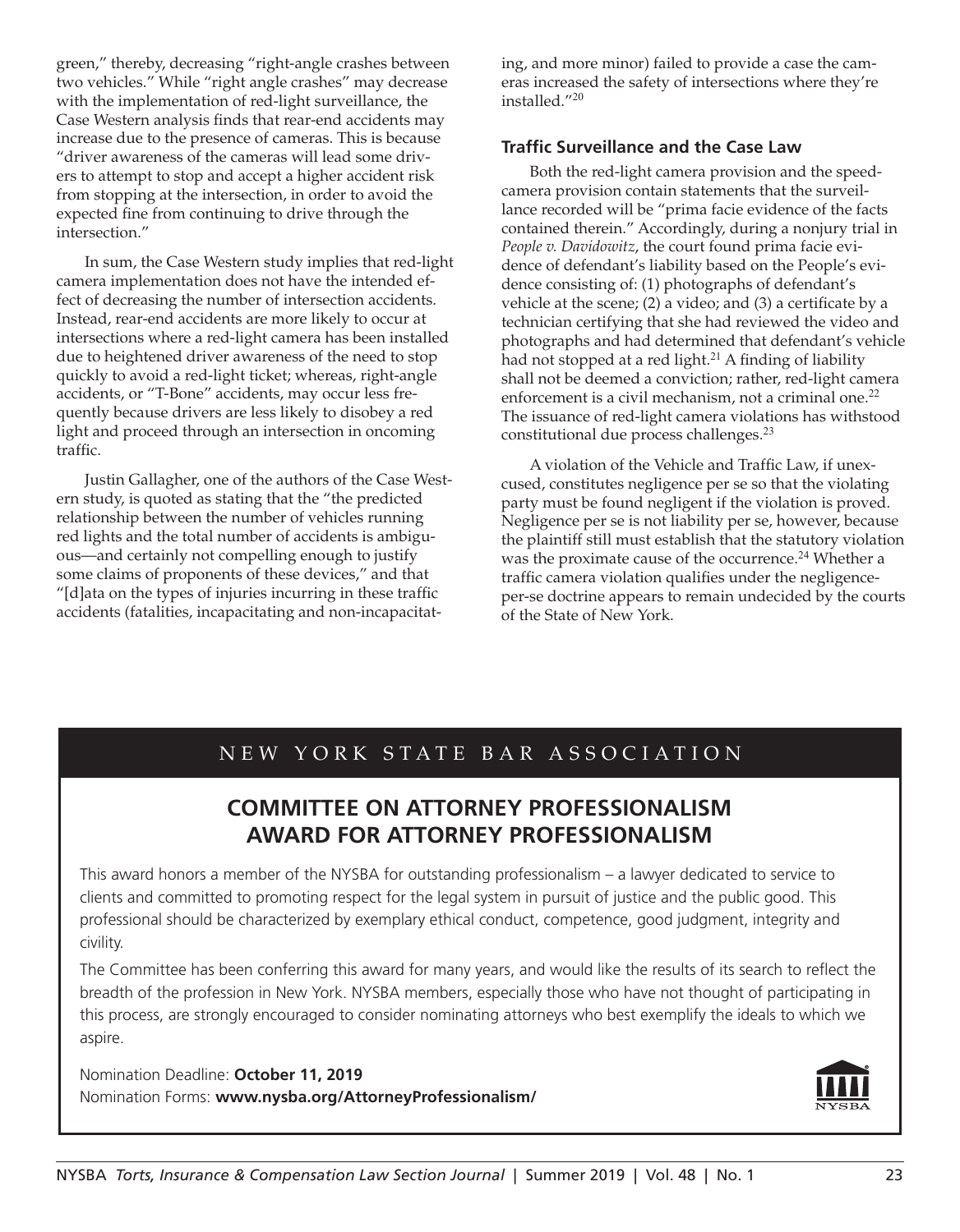green," thereby, decreasing "right-angle crashes between two vehicles." While "right angle crashes" may decrease with the implementation of red-light surveillance, the Case Western analysis finds that rear-end accidents may increase due to the presence of cameras. This is because "driver awareness of the cameras will lead some drivers to attempt to stop and accept a higher accident risk from stopping at the intersection, in order to avoid the expected fine from continuing to drive through the intersection."

In sum, the Case Western study implies that red-light camera implementation does not have the intended effect of decreasing the number of intersection accidents. Instead, rear-end accidents are more likely to occur at intersections where a red-light camera has been installed due to heightened driver awareness of the need to stop quickly to avoid a red-light ticket; whereas, right-angle accidents, or "T-Bone" accidents, may occur less frequently because drivers are less likely to disobey a red light and proceed through an intersection in oncoming traffic.

Justin Gallagher, one of the authors of the Case Western study, is quoted as stating that the "the predicted relationship between the number of vehicles running red lights and the total number of accidents is ambiguous—and certainly not compelling enough to justify some claims of proponents of these devices," and that "[d]ata on the types of injuries incurring in these traffic accidents (fatalities, incapacitating and non-incapacitating, and more minor) failed to provide a case the cameras increased the safety of intersections where they're installed."[20]

### Traffic Surveillance and the Case Law

Both the red-light camera provision and the speed-camera provision contain statements that the surveillance recorded will be "prima facie evidence of the facts contained therein." Accordingly, during a nonjury trial in *People v. Davidowitz*, the court found prima facie evidence of defendant's liability based on the People's evidence consisting of: (1) photographs of defendant's vehicle at the scene; (2) a video; and (3) a certificate by a technician certifying that she had reviewed the video and photographs and had determined that defendant's vehicle had not stopped at a red light.[21] A finding of liability shall not be deemed a conviction; rather, red-light camera enforcement is a civil mechanism, not a criminal one.[22] The issuance of red-light camera violations has withstood constitutional due process challenges.[23]

A violation of the Vehicle and Traffic Law, if unexcused, constitutes negligence per se so that the violating party must be found negligent if the violation is proved. Negligence per se is not liability per se, however, because the plaintiff still must establish that the statutory violation was the proximate cause of the occurrence.[24] Whether a traffic camera violation qualifies under the negligence-per-se doctrine appears to remain undecided by the courts of the State of New York.

NEW YORK STATE BAR ASSOCIATION

## COMMITTEE ON ATTORNEY PROFESSIONALISM AWARD FOR ATTORNEY PROFESSIONALISM

This award honors a member of the NYSBA for outstanding professionalism – a lawyer dedicated to service to clients and committed to promoting respect for the legal system in pursuit of justice and the public good. This professional should be characterized by exemplary ethical conduct, competence, good judgment, integrity and civility.

The Committee has been conferring this award for many years, and would like the results of its search to reflect the breadth of the profession in New York. NYSBA members, especially those who have not thought of participating in this process, are strongly encouraged to consider nominating attorneys who best exemplify the ideals to which we aspire.

Nomination Deadline: **October 11, 2019**
Nomination Forms: **www.nysba.org/AttorneyProfessionalism/**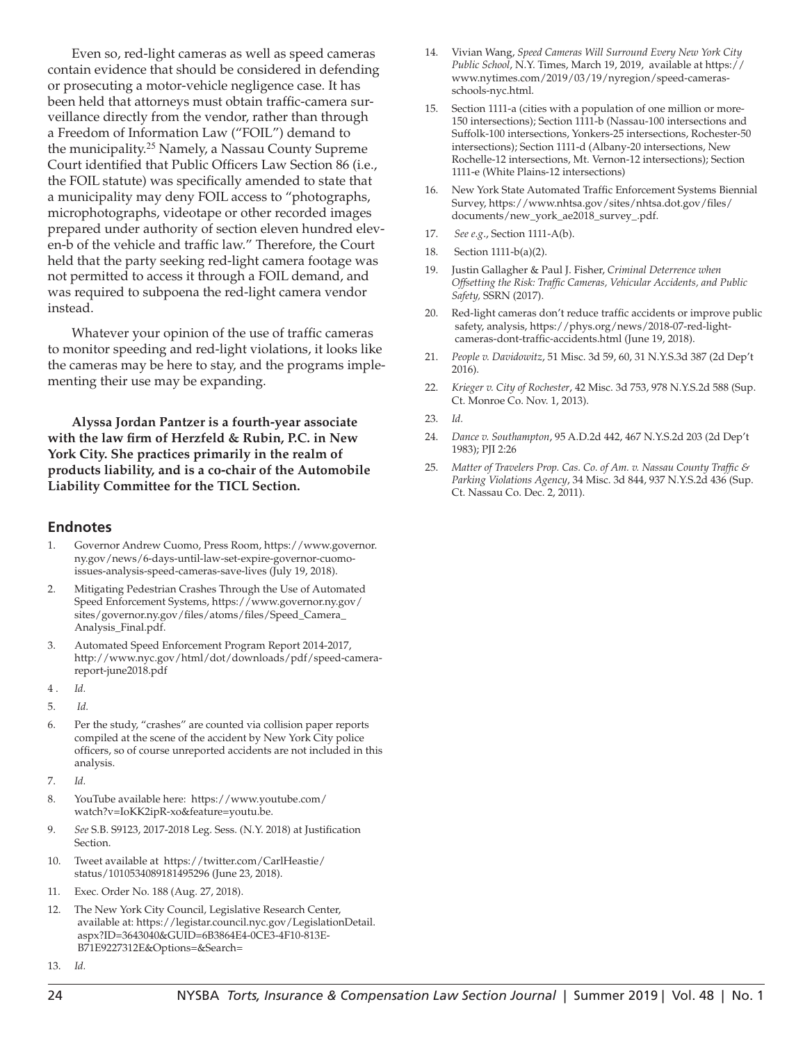Even so, red-light cameras as well as speed cameras contain evidence that should be considered in defending or prosecuting a motor-vehicle negligence case. It has been held that attorneys must obtain traffic-camera surveillance directly from the vendor, rather than through a Freedom of Information Law ("FOIL") demand to the municipality.[25] Namely, a Nassau County Supreme Court identified that Public Officers Law Section 86 (i.e., the FOIL statute) was specifically amended to state that a municipality may deny FOIL access to "photographs, microphotographs, videotape or other recorded images prepared under authority of section eleven hundred eleven-b of the vehicle and traffic law." Therefore, the Court held that the party seeking red-light camera footage was not permitted to access it through a FOIL demand, and was required to subpoena the red-light camera vendor instead.

Whatever your opinion of the use of traffic cameras to monitor speeding and red-light violations, it looks like the cameras may be here to stay, and the programs implementing their use may be expanding.

**Alyssa Jordan Pantzer is a fourth-year associate with the law firm of Herzfeld & Rubin, P.C. in New York City. She practices primarily in the realm of products liability, and is a co-chair of the Automobile Liability Committee for the TICL Section.**

## Endnotes

1. Governor Andrew Cuomo, Press Room, https://www.governor.ny.gov/news/6-days-until-law-set-expire-governor-cuomo-issues-analysis-speed-cameras-save-lives (July 19, 2018).
2. Mitigating Pedestrian Crashes Through the Use of Automated Speed Enforcement Systems, https://www.governor.ny.gov/sites/governor.ny.gov/files/atoms/files/Speed_Camera_Analysis_Final.pdf.
3. Automated Speed Enforcement Program Report 2014-2017, http://www.nyc.gov/html/dot/downloads/pdf/speed-camera-report-june2018.pdf
4. *Id.*
5. *Id.*
6. Per the study, "crashes" are counted via collision paper reports compiled at the scene of the accident by New York City police officers, so of course unreported accidents are not included in this analysis.
7. *Id.*
8. YouTube available here: https://www.youtube.com/watch?v=IoKK2ipR-xo&feature=youtu.be.
9. *See* S.B. S9123, 2017-2018 Leg. Sess. (N.Y. 2018) at Justification Section.
10. Tweet available at https://twitter.com/CarlHeastie/status/1010534089181495296 (June 23, 2018).
11. Exec. Order No. 188 (Aug. 27, 2018).
12. The New York City Council, Legislative Research Center, available at: https://legistar.council.nyc.gov/LegislationDetail.aspx?ID=3643040&GUID=6B3864E4-0CE3-4F10-813E-B71E9227312E&Options=&Search=
13. *Id.*
14. Vivian Wang, *Speed Cameras Will Surround Every New York City Public School*, N.Y. Times, March 19, 2019, available at https://www.nytimes.com/2019/03/19/nyregion/speed-cameras-schools-nyc.html.
15. Section 1111-a (cities with a population of one million or more-150 intersections); Section 1111-b (Nassau-100 intersections and Suffolk-100 intersections, Yonkers-25 intersections, Rochester-50 intersections); Section 1111-d (Albany-20 intersections, New Rochelle-12 intersections, Mt. Vernon-12 intersections); Section 1111-e (White Plains-12 intersections)
16. New York State Automated Traffic Enforcement Systems Biennial Survey, https://www.nhtsa.gov/sites/nhtsa.dot.gov/files/documents/new_york_ae2018_survey_.pdf.
17. *See e.g.*, Section 1111-A(b).
18. Section 1111-b(a)(2).
19. Justin Gallagher & Paul J. Fisher, *Criminal Deterrence when Offsetting the Risk: Traffic Cameras, Vehicular Accidents, and Public Safety,* SSRN (2017).
20. Red-light cameras don't reduce traffic accidents or improve public safety, analysis, https://phys.org/news/2018-07-red-light-cameras-dont-traffic-accidents.html (June 19, 2018).
21. *People v. Davidowitz*, 51 Misc. 3d 59, 60, 31 N.Y.S.3d 387 (2d Dep't 2016).
22. *Krieger v. City of Rochester*, 42 Misc. 3d 753, 978 N.Y.S.2d 588 (Sup. Ct. Monroe Co. Nov. 1, 2013).
23. *Id.*
24. *Dance v. Southampton*, 95 A.D.2d 442, 467 N.Y.S.2d 203 (2d Dep't 1983); PJI 2:26
25. *Matter of Travelers Prop. Cas. Co. of Am. v. Nassau County Traffic & Parking Violations Agency*, 34 Misc. 3d 844, 937 N.Y.S.2d 436 (Sup. Ct. Nassau Co. Dec. 2, 2011).